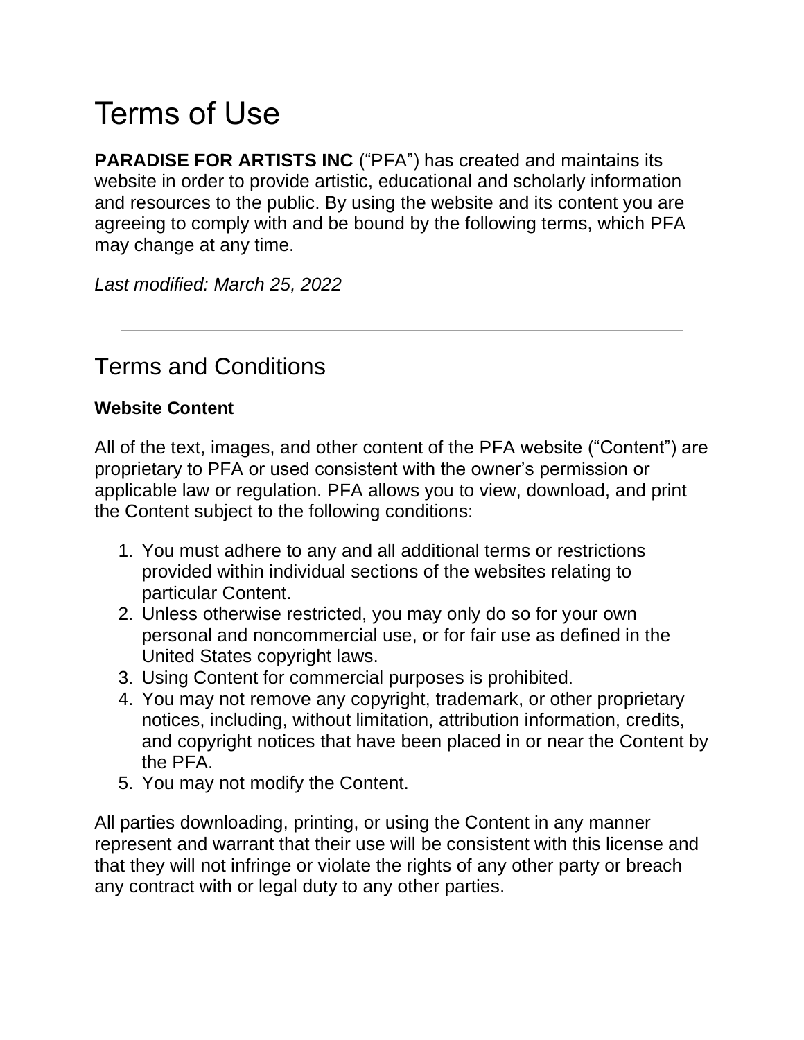# Terms of Use

**PARADISE FOR ARTISTS INC** ("PFA") has created and maintains its website in order to provide artistic, educational and scholarly information and resources to the public. By using the website and its content you are agreeing to comply with and be bound by the following terms, which PFA may change at any time.

*Last modified: March 25, 2022*

---

## Terms and Conditions

### Website Content

All of the text, images, and other content of the PFA website ("Content") are proprietary to PFA or used consistent with the owner's permission or applicable law or regulation. PFA allows you to view, download, and print the Content subject to the following conditions:

1. You must adhere to any and all additional terms or restrictions provided within individual sections of the websites relating to particular Content.
2. Unless otherwise restricted, you may only do so for your own personal and noncommercial use, or for fair use as defined in the United States copyright laws.
3. Using Content for commercial purposes is prohibited.
4. You may not remove any copyright, trademark, or other proprietary notices, including, without limitation, attribution information, credits, and copyright notices that have been placed in or near the Content by the PFA.
5. You may not modify the Content.

All parties downloading, printing, or using the Content in any manner represent and warrant that their use will be consistent with this license and that they will not infringe or violate the rights of any other party or breach any contract with or legal duty to any other parties.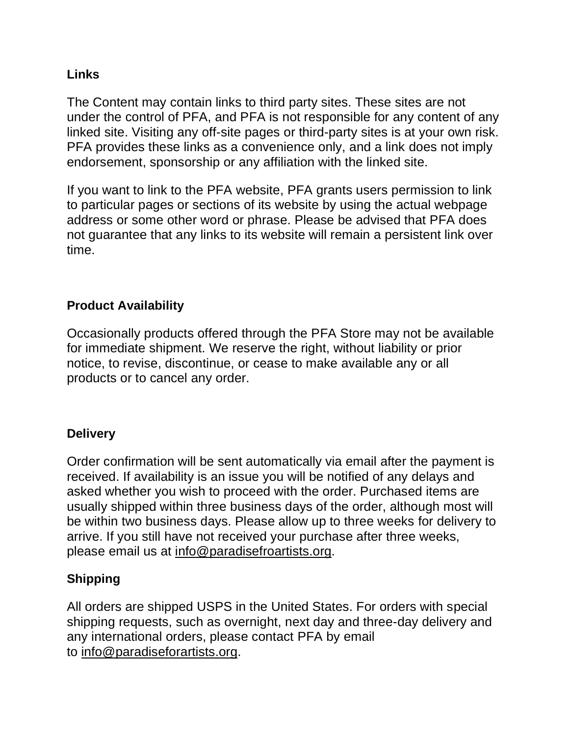**Links**

The Content may contain links to third party sites. These sites are not under the control of PFA, and PFA is not responsible for any content of any linked site. Visiting any off-site pages or third-party sites is at your own risk. PFA provides these links as a convenience only, and a link does not imply endorsement, sponsorship or any affiliation with the linked site.

If you want to link to the PFA website, PFA grants users permission to link to particular pages or sections of its website by using the actual webpage address or some other word or phrase. Please be advised that PFA does not guarantee that any links to its website will remain a persistent link over time.

**Product Availability**

Occasionally products offered through the PFA Store may not be available for immediate shipment. We reserve the right, without liability or prior notice, to revise, discontinue, or cease to make available any or all products or to cancel any order.

**Delivery**

Order confirmation will be sent automatically via email after the payment is received. If availability is an issue you will be notified of any delays and asked whether you wish to proceed with the order. Purchased items are usually shipped within three business days of the order, although most will be within two business days. Please allow up to three weeks for delivery to arrive. If you still have not received your purchase after three weeks, please email us at info@paradisefroartists.org.

**Shipping**

All orders are shipped USPS in the United States. For orders with special shipping requests, such as overnight, next day and three-day delivery and any international orders, please contact PFA by email to info@paradiseforartists.org.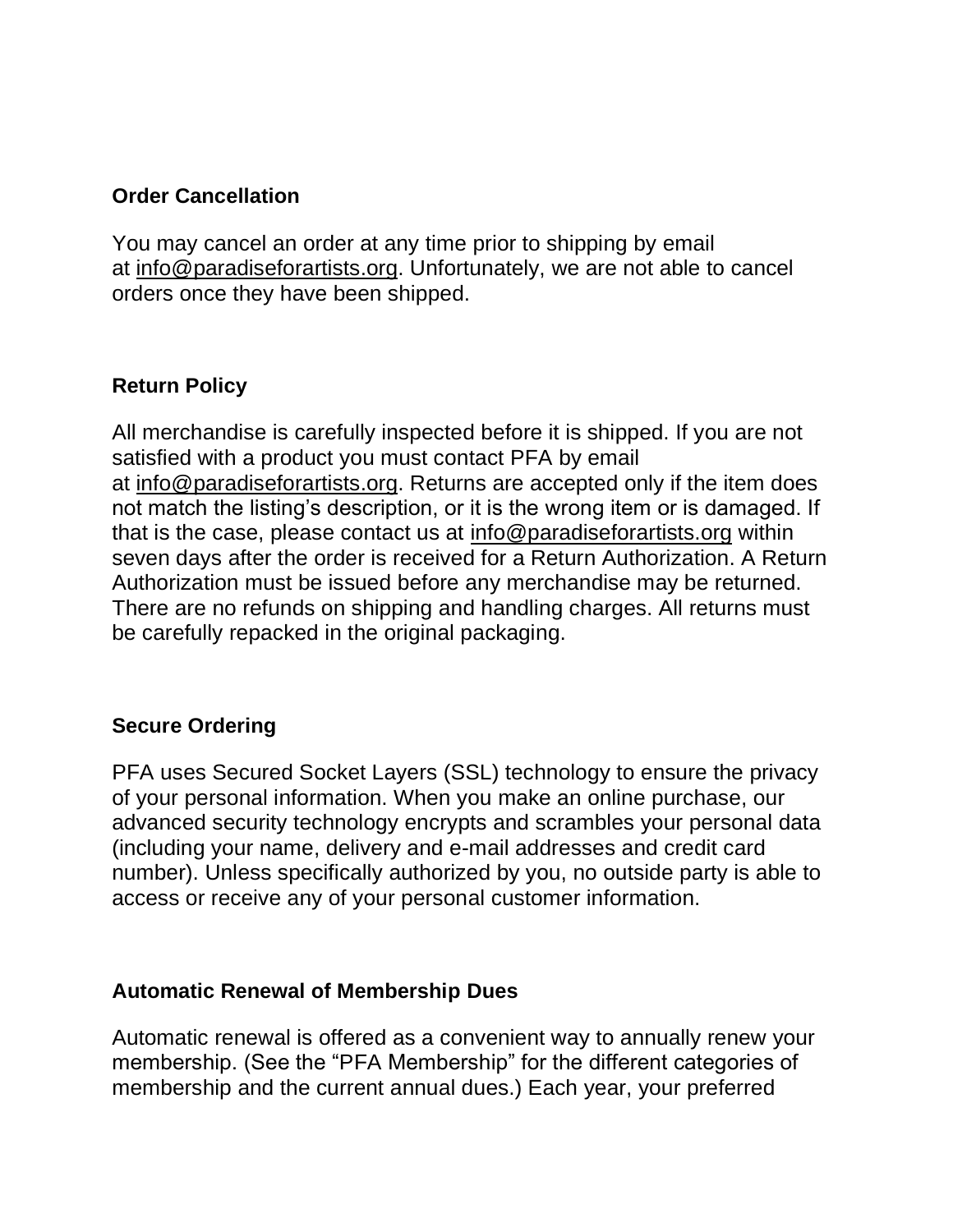**Order Cancellation**

You may cancel an order at any time prior to shipping by email at info@paradiseforartists.org. Unfortunately, we are not able to cancel orders once they have been shipped.

**Return Policy**

All merchandise is carefully inspected before it is shipped. If you are not satisfied with a product you must contact PFA by email at info@paradiseforartists.org. Returns are accepted only if the item does not match the listing's description, or it is the wrong item or is damaged. If that is the case, please contact us at info@paradiseforartists.org within seven days after the order is received for a Return Authorization. A Return Authorization must be issued before any merchandise may be returned. There are no refunds on shipping and handling charges. All returns must be carefully repacked in the original packaging.

**Secure Ordering**

PFA uses Secured Socket Layers (SSL) technology to ensure the privacy of your personal information. When you make an online purchase, our advanced security technology encrypts and scrambles your personal data (including your name, delivery and e-mail addresses and credit card number). Unless specifically authorized by you, no outside party is able to access or receive any of your personal customer information.

**Automatic Renewal of Membership Dues**

Automatic renewal is offered as a convenient way to annually renew your membership. (See the "PFA Membership" for the different categories of membership and the current annual dues.) Each year, your preferred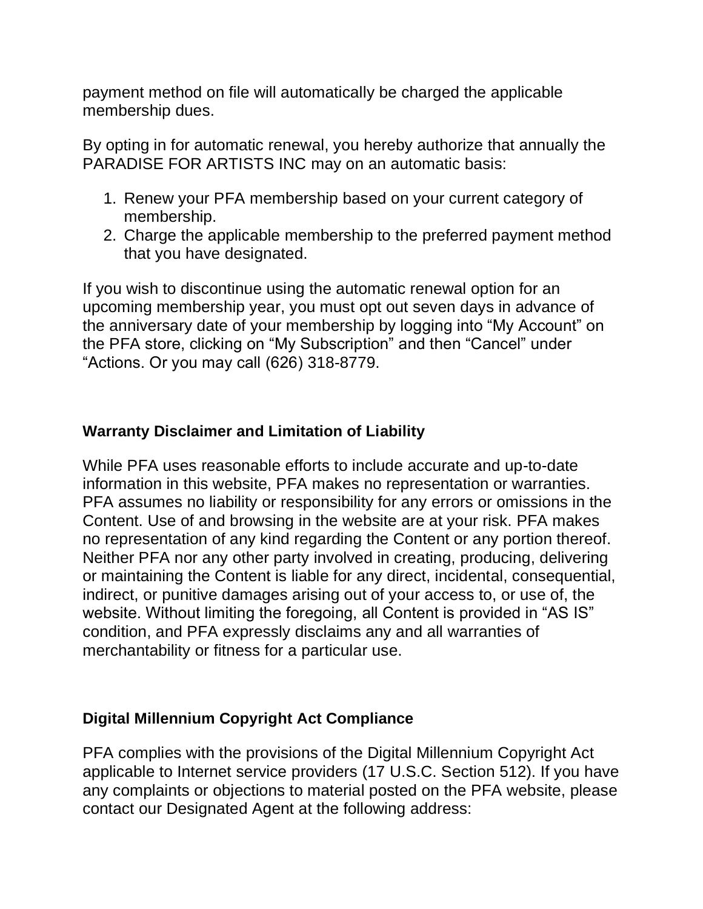payment method on file will automatically be charged the applicable membership dues.

By opting in for automatic renewal, you hereby authorize that annually the PARADISE FOR ARTISTS INC may on an automatic basis:

1. Renew your PFA membership based on your current category of membership.
2. Charge the applicable membership to the preferred payment method that you have designated.

If you wish to discontinue using the automatic renewal option for an upcoming membership year, you must opt out seven days in advance of the anniversary date of your membership by logging into “My Account” on the PFA store, clicking on “My Subscription” and then “Cancel” under “Actions. Or you may call (626) 318-8779.

**Warranty Disclaimer and Limitation of Liability**

While PFA uses reasonable efforts to include accurate and up-to-date information in this website, PFA makes no representation or warranties. PFA assumes no liability or responsibility for any errors or omissions in the Content. Use of and browsing in the website are at your risk. PFA makes no representation of any kind regarding the Content or any portion thereof. Neither PFA nor any other party involved in creating, producing, delivering or maintaining the Content is liable for any direct, incidental, consequential, indirect, or punitive damages arising out of your access to, or use of, the website. Without limiting the foregoing, all Content is provided in “AS IS” condition, and PFA expressly disclaims any and all warranties of merchantability or fitness for a particular use.

**Digital Millennium Copyright Act Compliance**

PFA complies with the provisions of the Digital Millennium Copyright Act applicable to Internet service providers (17 U.S.C. Section 512). If you have any complaints or objections to material posted on the PFA website, please contact our Designated Agent at the following address: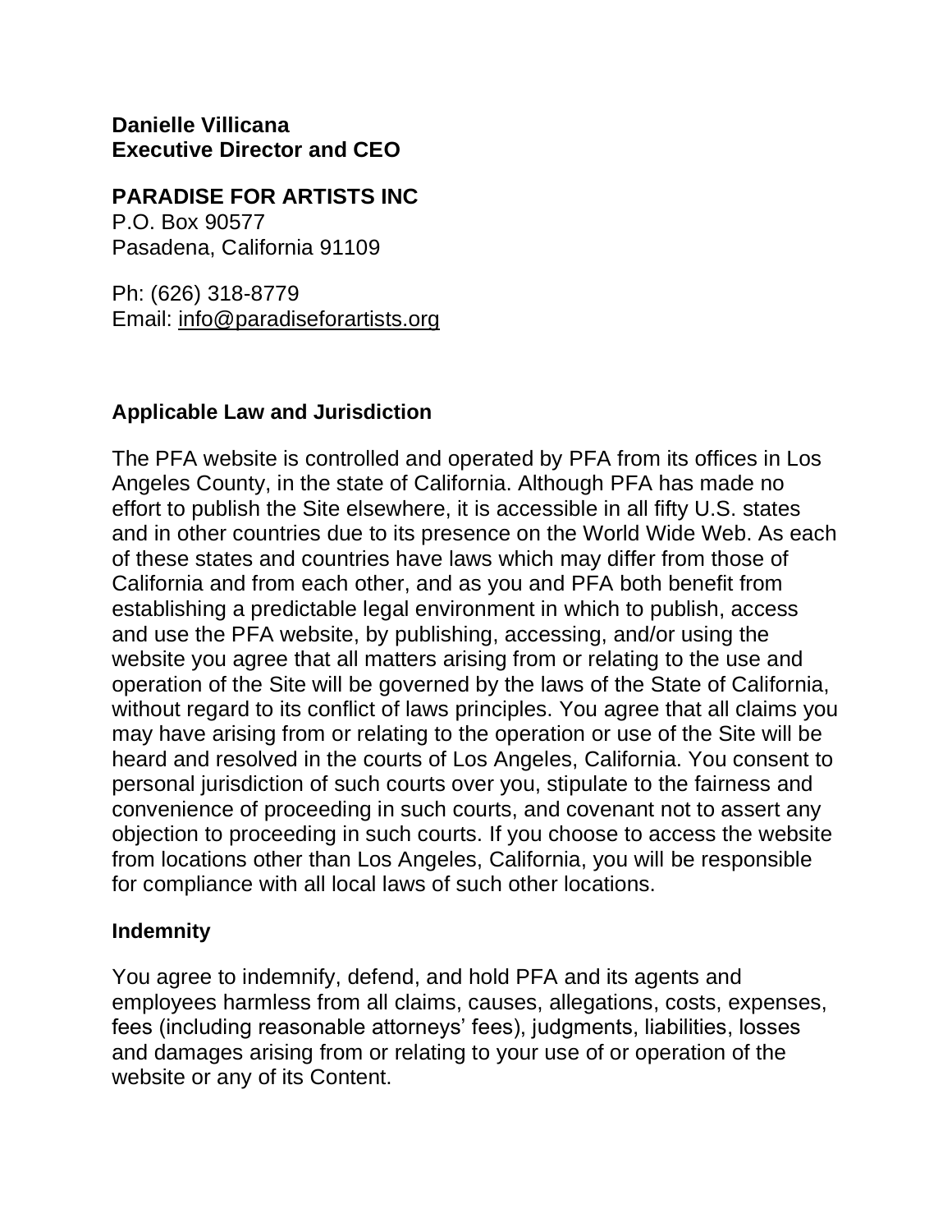**Danielle Villicana**
**Executive Director and CEO**

**PARADISE FOR ARTISTS INC**
P.O. Box 90577
Pasadena, California 91109

Ph: (626) 318-8779
Email: info@paradiseforartists.org

### Applicable Law and Jurisdiction

The PFA website is controlled and operated by PFA from its offices in Los Angeles County, in the state of California. Although PFA has made no effort to publish the Site elsewhere, it is accessible in all fifty U.S. states and in other countries due to its presence on the World Wide Web. As each of these states and countries have laws which may differ from those of California and from each other, and as you and PFA both benefit from establishing a predictable legal environment in which to publish, access and use the PFA website, by publishing, accessing, and/or using the website you agree that all matters arising from or relating to the use and operation of the Site will be governed by the laws of the State of California, without regard to its conflict of laws principles. You agree that all claims you may have arising from or relating to the operation or use of the Site will be heard and resolved in the courts of Los Angeles, California. You consent to personal jurisdiction of such courts over you, stipulate to the fairness and convenience of proceeding in such courts, and covenant not to assert any objection to proceeding in such courts. If you choose to access the website from locations other than Los Angeles, California, you will be responsible for compliance with all local laws of such other locations.

### Indemnity

You agree to indemnify, defend, and hold PFA and its agents and employees harmless from all claims, causes, allegations, costs, expenses, fees (including reasonable attorneys' fees), judgments, liabilities, losses and damages arising from or relating to your use of or operation of the website or any of its Content.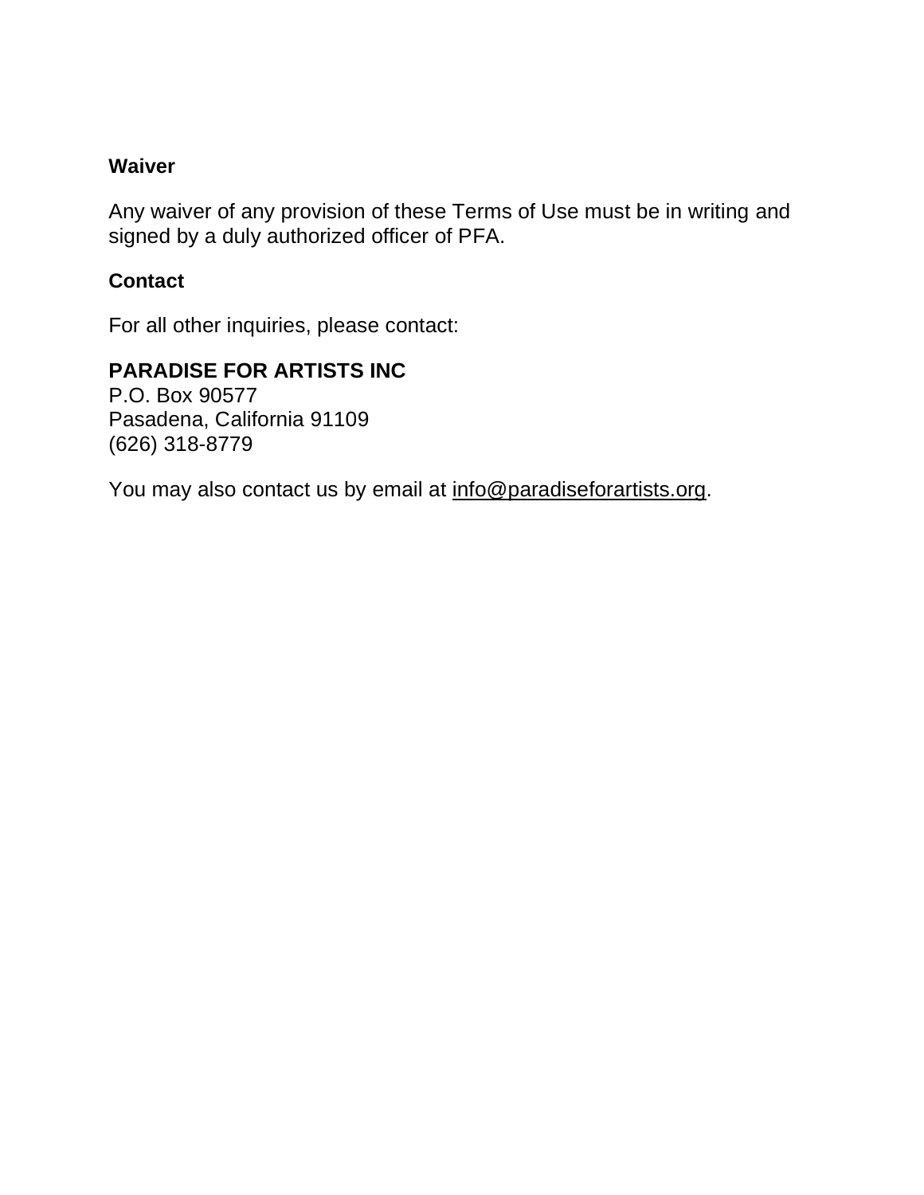**Waiver**

Any waiver of any provision of these Terms of Use must be in writing and signed by a duly authorized officer of PFA.

**Contact**

For all other inquiries, please contact:

**PARADISE FOR ARTISTS INC**
P.O. Box 90577
Pasadena, California 91109
(626) 318-8779

You may also contact us by email at info@paradiseforartists.org.